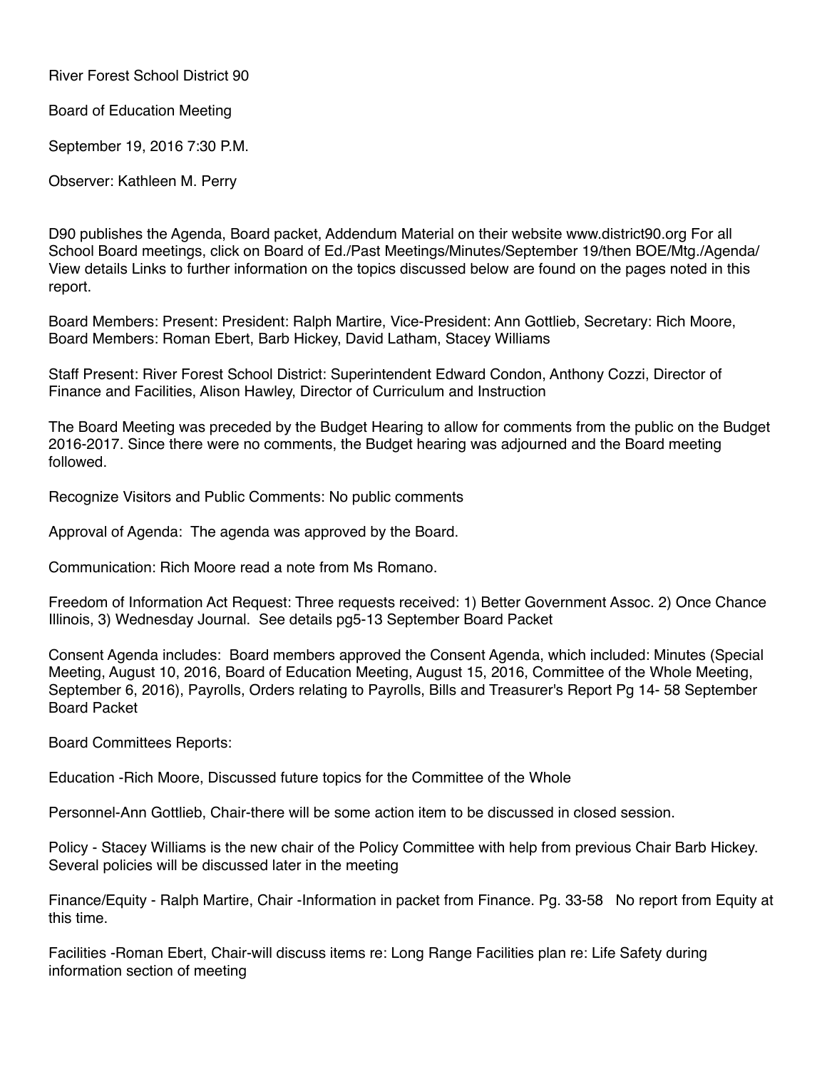River Forest School District 90

Board of Education Meeting

September 19, 2016 7:30 P.M.

Observer: Kathleen M. Perry

D90 publishes the Agenda, Board packet, Addendum Material on their website www.district90.org For all School Board meetings, click on Board of Ed./Past Meetings/Minutes/September 19/then BOE/Mtg./Agenda/ View details Links to further information on the topics discussed below are found on the pages noted in this report.

Board Members: Present: President: Ralph Martire, Vice-President: Ann Gottlieb, Secretary: Rich Moore, Board Members: Roman Ebert, Barb Hickey, David Latham, Stacey Williams

Staff Present: River Forest School District: Superintendent Edward Condon, Anthony Cozzi, Director of Finance and Facilities, Alison Hawley, Director of Curriculum and Instruction

The Board Meeting was preceded by the Budget Hearing to allow for comments from the public on the Budget 2016-2017. Since there were no comments, the Budget hearing was adjourned and the Board meeting followed.

Recognize Visitors and Public Comments: No public comments

Approval of Agenda: The agenda was approved by the Board.

Communication: Rich Moore read a note from Ms Romano.

Freedom of Information Act Request: Three requests received: 1) Better Government Assoc. 2) Once Chance Illinois, 3) Wednesday Journal. See details pg5-13 September Board Packet

Consent Agenda includes: Board members approved the Consent Agenda, which included: Minutes (Special Meeting, August 10, 2016, Board of Education Meeting, August 15, 2016, Committee of the Whole Meeting, September 6, 2016), Payrolls, Orders relating to Payrolls, Bills and Treasurer's Report Pg 14- 58 September Board Packet

Board Committees Reports:

Education -Rich Moore, Discussed future topics for the Committee of the Whole

Personnel-Ann Gottlieb, Chair-there will be some action item to be discussed in closed session.

Policy - Stacey Williams is the new chair of the Policy Committee with help from previous Chair Barb Hickey. Several policies will be discussed later in the meeting

Finance/Equity - Ralph Martire, Chair -Information in packet from Finance. Pg. 33-58 No report from Equity at this time.

Facilities -Roman Ebert, Chair-will discuss items re: Long Range Facilities plan re: Life Safety during information section of meeting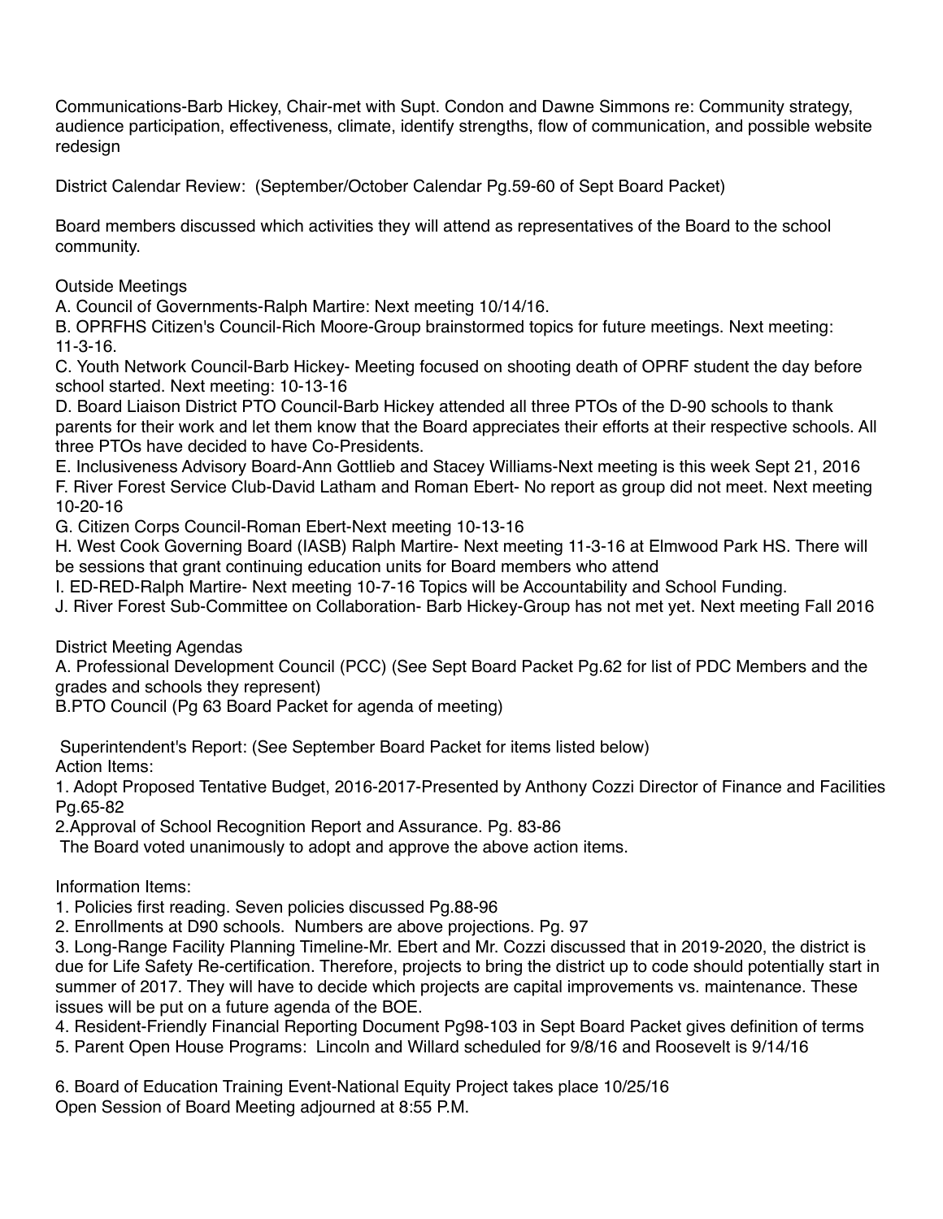Communications-Barb Hickey, Chair-met with Supt. Condon and Dawne Simmons re: Community strategy, audience participation, effectiveness, climate, identify strengths, flow of communication, and possible website redesign

District Calendar Review: (September/October Calendar Pg.59-60 of Sept Board Packet)

Board members discussed which activities they will attend as representatives of the Board to the school community.

Outside Meetings

A. Council of Governments-Ralph Martire: Next meeting 10/14/16.

B. OPRFHS Citizen's Council-Rich Moore-Group brainstormed topics for future meetings. Next meeting: 11-3-16.

C. Youth Network Council-Barb Hickey- Meeting focused on shooting death of OPRF student the day before school started. Next meeting: 10-13-16

D. Board Liaison District PTO Council-Barb Hickey attended all three PTOs of the D-90 schools to thank parents for their work and let them know that the Board appreciates their efforts at their respective schools. All three PTOs have decided to have Co-Presidents.

E. Inclusiveness Advisory Board-Ann Gottlieb and Stacey Williams-Next meeting is this week Sept 21, 2016

F. River Forest Service Club-David Latham and Roman Ebert- No report as group did not meet. Next meeting 10-20-16

G. Citizen Corps Council-Roman Ebert-Next meeting 10-13-16

H. West Cook Governing Board (IASB) Ralph Martire- Next meeting 11-3-16 at Elmwood Park HS. There will be sessions that grant continuing education units for Board members who attend

I. ED-RED-Ralph Martire- Next meeting 10-7-16 Topics will be Accountability and School Funding.

J. River Forest Sub-Committee on Collaboration- Barb Hickey-Group has not met yet. Next meeting Fall 2016

District Meeting Agendas

A. Professional Development Council (PCC) (See Sept Board Packet Pg.62 for list of PDC Members and the grades and schools they represent)

B.PTO Council (Pg 63 Board Packet for agenda of meeting)

Superintendent's Report: (See September Board Packet for items listed below)

Action Items:

1. Adopt Proposed Tentative Budget, 2016-2017-Presented by Anthony Cozzi Director of Finance and Facilities Pg.65-82
2. Approval of School Recognition Report and Assurance. Pg. 83-86

The Board voted unanimously to adopt and approve the above action items.

Information Items:

1. Policies first reading. Seven policies discussed Pg.88-96
2. Enrollments at D90 schools. Numbers are above projections. Pg. 97
3. Long-Range Facility Planning Timeline-Mr. Ebert and Mr. Cozzi discussed that in 2019-2020, the district is due for Life Safety Re-certification. Therefore, projects to bring the district up to code should potentially start in summer of 2017. They will have to decide which projects are capital improvements vs. maintenance. These issues will be put on a future agenda of the BOE.
4. Resident-Friendly Financial Reporting Document Pg98-103 in Sept Board Packet gives definition of terms
5. Parent Open House Programs: Lincoln and Willard scheduled for 9/8/16 and Roosevelt is 9/14/16

6. Board of Education Training Event-National Equity Project takes place 10/25/16

Open Session of Board Meeting adjourned at 8:55 P.M.